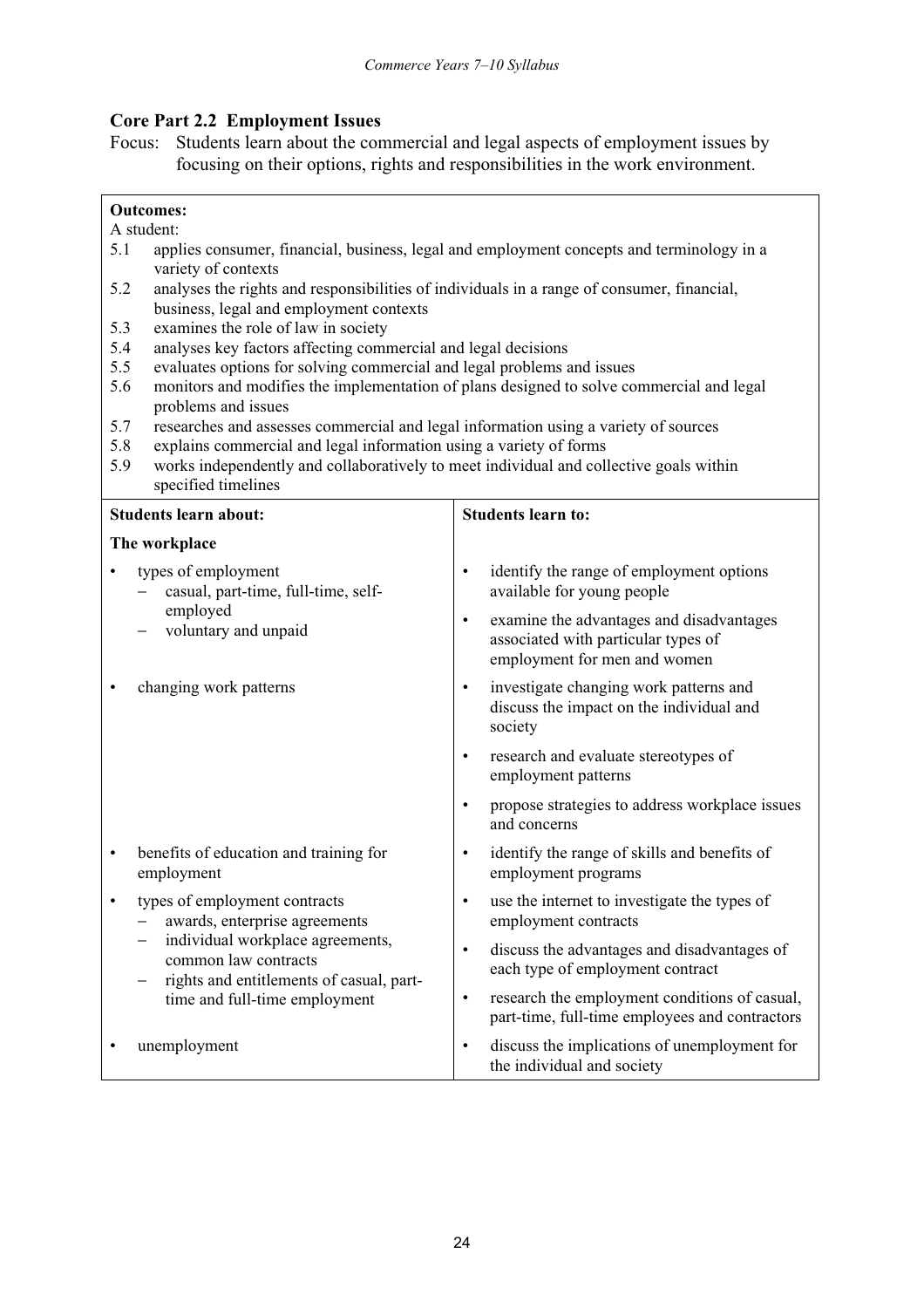## Core Part 2.2 Employment Issues

Focus: Students learn about the commercial and legal aspects of employment issues by focusing on their options, rights and responsibilities in the work environment.

**Outcomes:**

A student:

- 5.1 applies consumer, financial, business, legal and employment concepts and terminology in a variety of contexts
- 5.2 analyses the rights and responsibilities of individuals in a range of consumer, financial, business, legal and employment contexts
- 5.3 examines the role of law in society
- 5.4 analyses key factors affecting commercial and legal decisions
- 5.5 evaluates options for solving commercial and legal problems and issues
- 5.6 monitors and modifies the implementation of plans designed to solve commercial and legal problems and issues
- 5.7 researches and assesses commercial and legal information using a variety of sources
- 5.8 explains commercial and legal information using a variety of forms
- 5.9 works independently and collaboratively to meet individual and collective goals within specified timelines

| Students learn about: | Students learn to: |
|---|---|
| **The workplace** | |
| • types of employment<br>– casual, part-time, full-time, self-employed<br>– voluntary and unpaid | • identify the range of employment options available for young people<br>• examine the advantages and disadvantages associated with particular types of employment for men and women |
| • changing work patterns | • investigate changing work patterns and discuss the impact on the individual and society<br>• research and evaluate stereotypes of employment patterns<br>• propose strategies to address workplace issues and concerns |
| • benefits of education and training for employment | • identify the range of skills and benefits of employment programs |
| • types of employment contracts<br>– awards, enterprise agreements<br>– individual workplace agreements, common law contracts<br>– rights and entitlements of casual, part-time and full-time employment | • use the internet to investigate the types of employment contracts<br>• discuss the advantages and disadvantages of each type of employment contract<br>• research the employment conditions of casual, part-time, full-time employees and contractors |
| • unemployment | • discuss the implications of unemployment for the individual and society |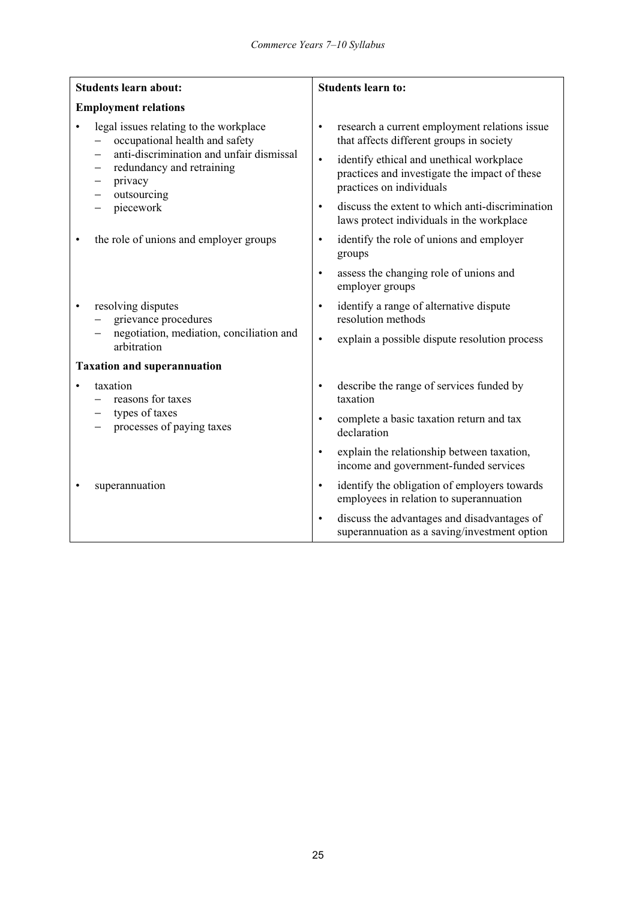| Students learn about: | Students learn to: |
|---|---|
| **Employment relations** | |
| • legal issues relating to the workplace<br>– occupational health and safety<br>– anti-discrimination and unfair dismissal<br>– redundancy and retraining<br>– privacy<br>– outsourcing<br>– piecework | • research a current employment relations issue that affects different groups in society<br>• identify ethical and unethical workplace practices and investigate the impact of these practices on individuals<br>• discuss the extent to which anti-discrimination laws protect individuals in the workplace |
| • the role of unions and employer groups | • identify the role of unions and employer groups<br>• assess the changing role of unions and employer groups |
| • resolving disputes<br>– grievance procedures<br>– negotiation, mediation, conciliation and arbitration | • identify a range of alternative dispute resolution methods<br>• explain a possible dispute resolution process |
| **Taxation and superannuation** | |
| • taxation<br>– reasons for taxes<br>– types of taxes<br>– processes of paying taxes | • describe the range of services funded by taxation<br>• complete a basic taxation return and tax declaration<br>• explain the relationship between taxation, income and government-funded services |
| • superannuation | • identify the obligation of employers towards employees in relation to superannuation<br>• discuss the advantages and disadvantages of superannuation as a saving/investment option |